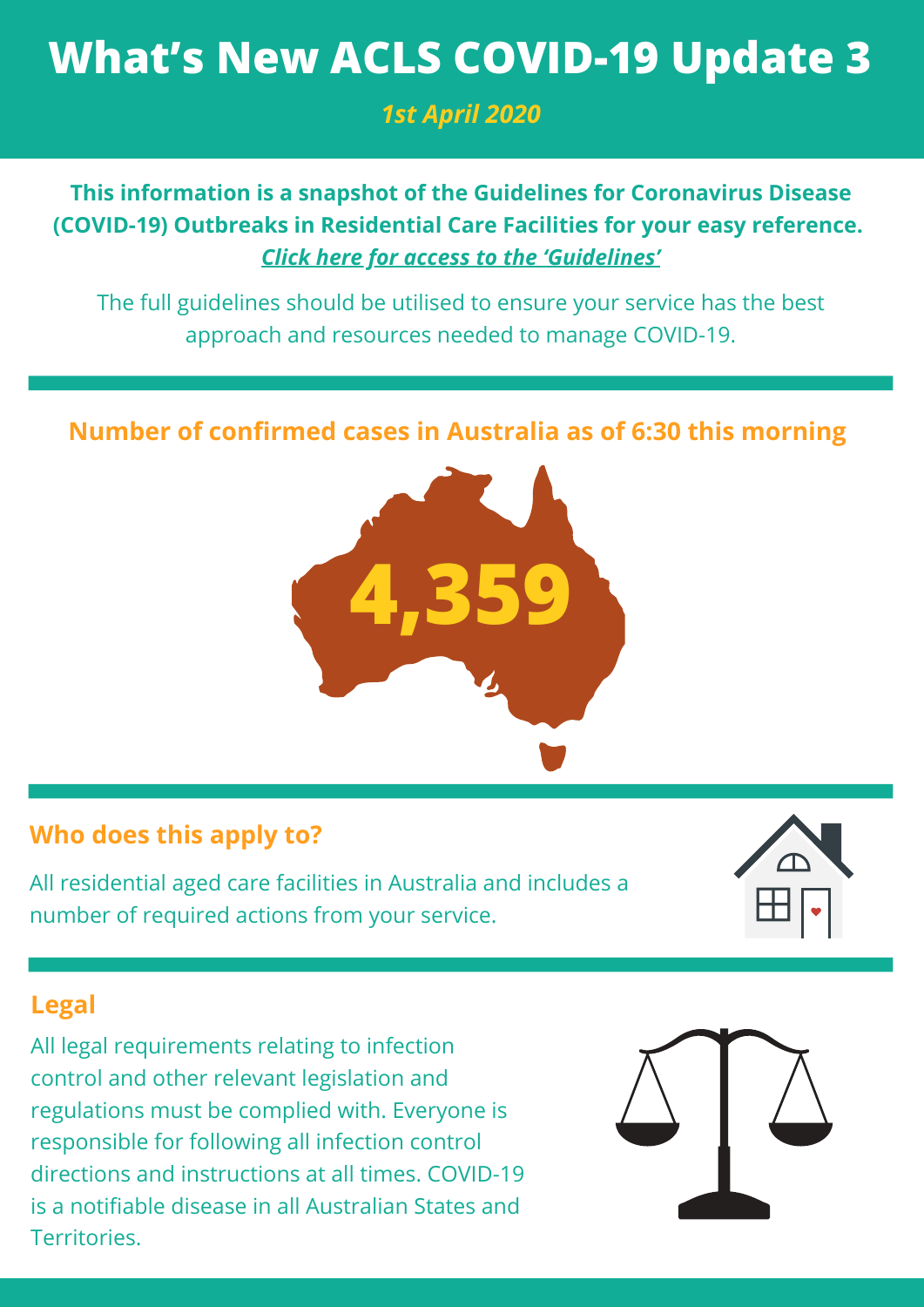# What's New ACLS COVID-19 Update 3

*1st April 2020*

**This information is a snapshot of the Guidelines for Coronavirus Disease (COVID-19) Outbreaks in Residential Care Facilities for your easy reference.**
***Click here for access to the 'Guidelines'***

The full guidelines should be utilised to ensure your service has the best approach and resources needed to manage COVID-19.

## Number of confirmed cases in Australia as of 6:30 this morning

**4,359**

## Who does this apply to?

All residential aged care facilities in Australia and includes a number of required actions from your service.

## Legal

All legal requirements relating to infection control and other relevant legislation and regulations must be complied with. Everyone is responsible for following all infection control directions and instructions at all times. COVID-19 is a notifiable disease in all Australian States and Territories.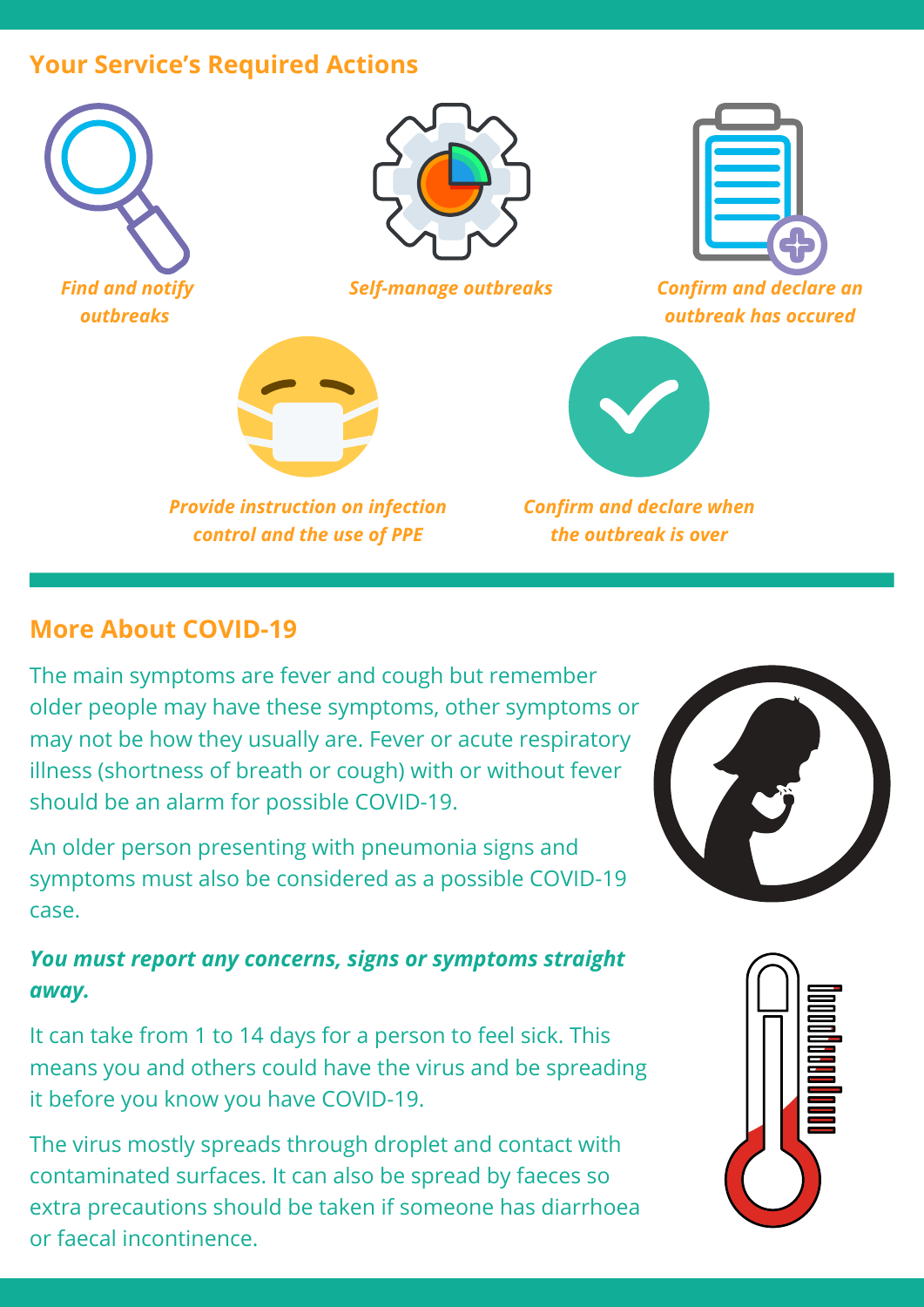## Your Service's Required Actions

- *Find and notify outbreaks*
- *Self-manage outbreaks*
- *Confirm and declare an outbreak has occured*
- *Provide instruction on infection control and the use of PPE*
- *Confirm and declare when the outbreak is over*

## More About COVID-19

The main symptoms are fever and cough but remember older people may have these symptoms, other symptoms or may not be how they usually are. Fever or acute respiratory illness (shortness of breath or cough) with or without fever should be an alarm for possible COVID-19.

An older person presenting with pneumonia signs and symptoms must also be considered as a possible COVID-19 case.

***You must report any concerns, signs or symptoms straight away.***

It can take from 1 to 14 days for a person to feel sick. This means you and others could have the virus and be spreading it before you know you have COVID-19.

The virus mostly spreads through droplet and contact with contaminated surfaces. It can also be spread by faeces so extra precautions should be taken if someone has diarrhoea or faecal incontinence.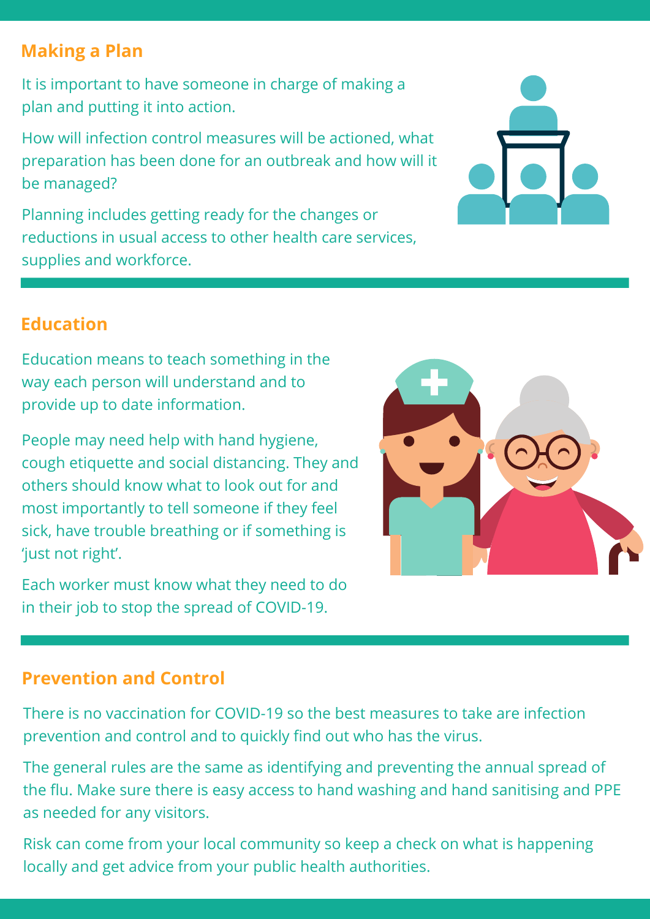## Making a Plan

It is important to have someone in charge of making a plan and putting it into action.

How will infection control measures will be actioned, what preparation has been done for an outbreak and how will it be managed?

Planning includes getting ready for the changes or reductions in usual access to other health care services, supplies and workforce.

## Education

Education means to teach something in the way each person will understand and to provide up to date information.

People may need help with hand hygiene, cough etiquette and social distancing. They and others should know what to look out for and most importantly to tell someone if they feel sick, have trouble breathing or if something is 'just not right'.

Each worker must know what they need to do in their job to stop the spread of COVID-19.

## Prevention and Control

There is no vaccination for COVID-19 so the best measures to take are infection prevention and control and to quickly find out who has the virus.

The general rules are the same as identifying and preventing the annual spread of the flu. Make sure there is easy access to hand washing and hand sanitising and PPE as needed for any visitors.

Risk can come from your local community so keep a check on what is happening locally and get advice from your public health authorities.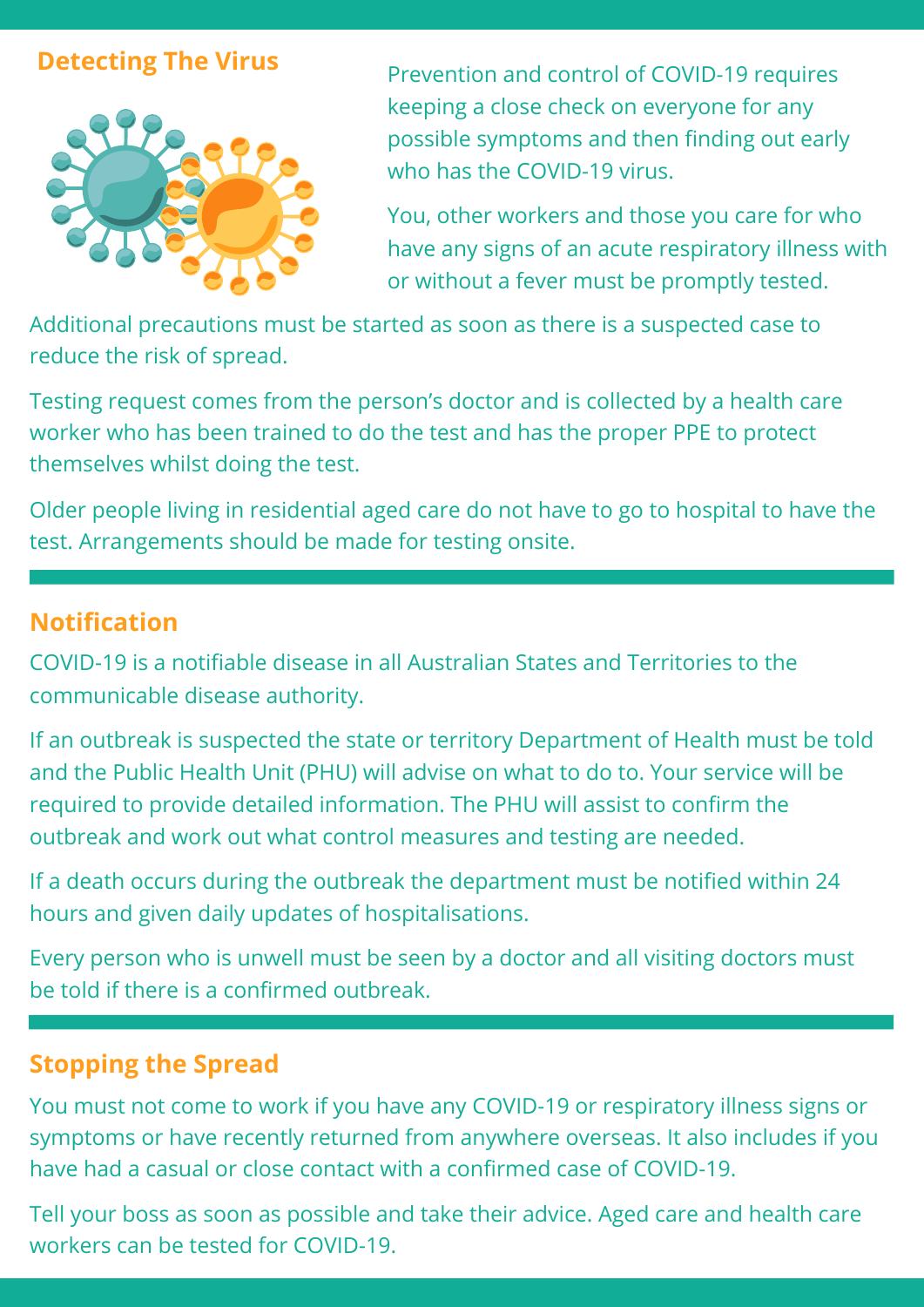## Detecting The Virus

Prevention and control of COVID-19 requires keeping a close check on everyone for any possible symptoms and then finding out early who has the COVID-19 virus.

You, other workers and those you care for who have any signs of an acute respiratory illness with or without a fever must be promptly tested.

Additional precautions must be started as soon as there is a suspected case to reduce the risk of spread.

Testing request comes from the person's doctor and is collected by a health care worker who has been trained to do the test and has the proper PPE to protect themselves whilst doing the test.

Older people living in residential aged care do not have to go to hospital to have the test. Arrangements should be made for testing onsite.

## Notification

COVID-19 is a notifiable disease in all Australian States and Territories to the communicable disease authority.

If an outbreak is suspected the state or territory Department of Health must be told and the Public Health Unit (PHU) will advise on what to do to. Your service will be required to provide detailed information. The PHU will assist to confirm the outbreak and work out what control measures and testing are needed.

If a death occurs during the outbreak the department must be notified within 24 hours and given daily updates of hospitalisations.

Every person who is unwell must be seen by a doctor and all visiting doctors must be told if there is a confirmed outbreak.

## Stopping the Spread

You must not come to work if you have any COVID-19 or respiratory illness signs or symptoms or have recently returned from anywhere overseas. It also includes if you have had a casual or close contact with a confirmed case of COVID-19.

Tell your boss as soon as possible and take their advice. Aged care and health care workers can be tested for COVID-19.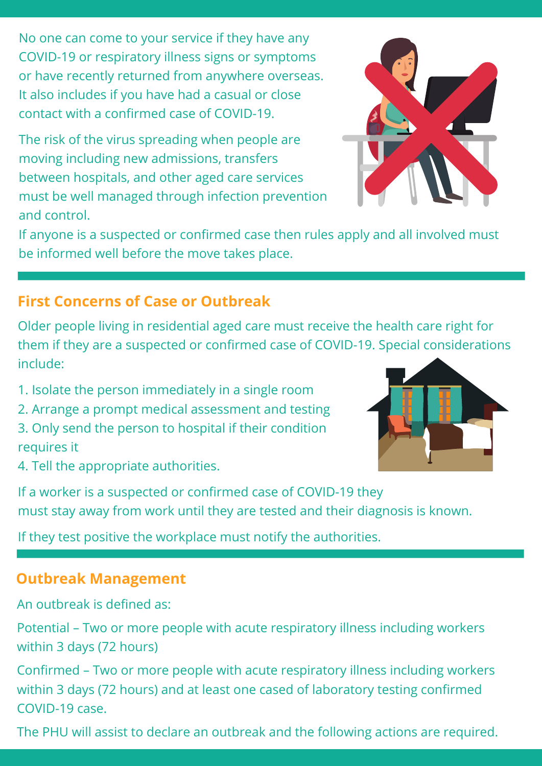No one can come to your service if they have any COVID-19 or respiratory illness signs or symptoms or have recently returned from anywhere overseas. It also includes if you have had a casual or close contact with a confirmed case of COVID-19.

The risk of the virus spreading when people are moving including new admissions, transfers between hospitals, and other aged care services must be well managed through infection prevention and control.

If anyone is a suspected or confirmed case then rules apply and all involved must be informed well before the move takes place.

## First Concerns of Case or Outbreak

Older people living in residential aged care must receive the health care right for them if they are a suspected or confirmed case of COVID-19. Special considerations include:

1. Isolate the person immediately in a single room
2. Arrange a prompt medical assessment and testing
3. Only send the person to hospital if their condition requires it
4. Tell the appropriate authorities.

If a worker is a suspected or confirmed case of COVID-19 they must stay away from work until they are tested and their diagnosis is known.

If they test positive the workplace must notify the authorities.

## Outbreak Management

An outbreak is defined as:

Potential – Two or more people with acute respiratory illness including workers within 3 days (72 hours)

Confirmed – Two or more people with acute respiratory illness including workers within 3 days (72 hours) and at least one cased of laboratory testing confirmed COVID-19 case.

The PHU will assist to declare an outbreak and the following actions are required.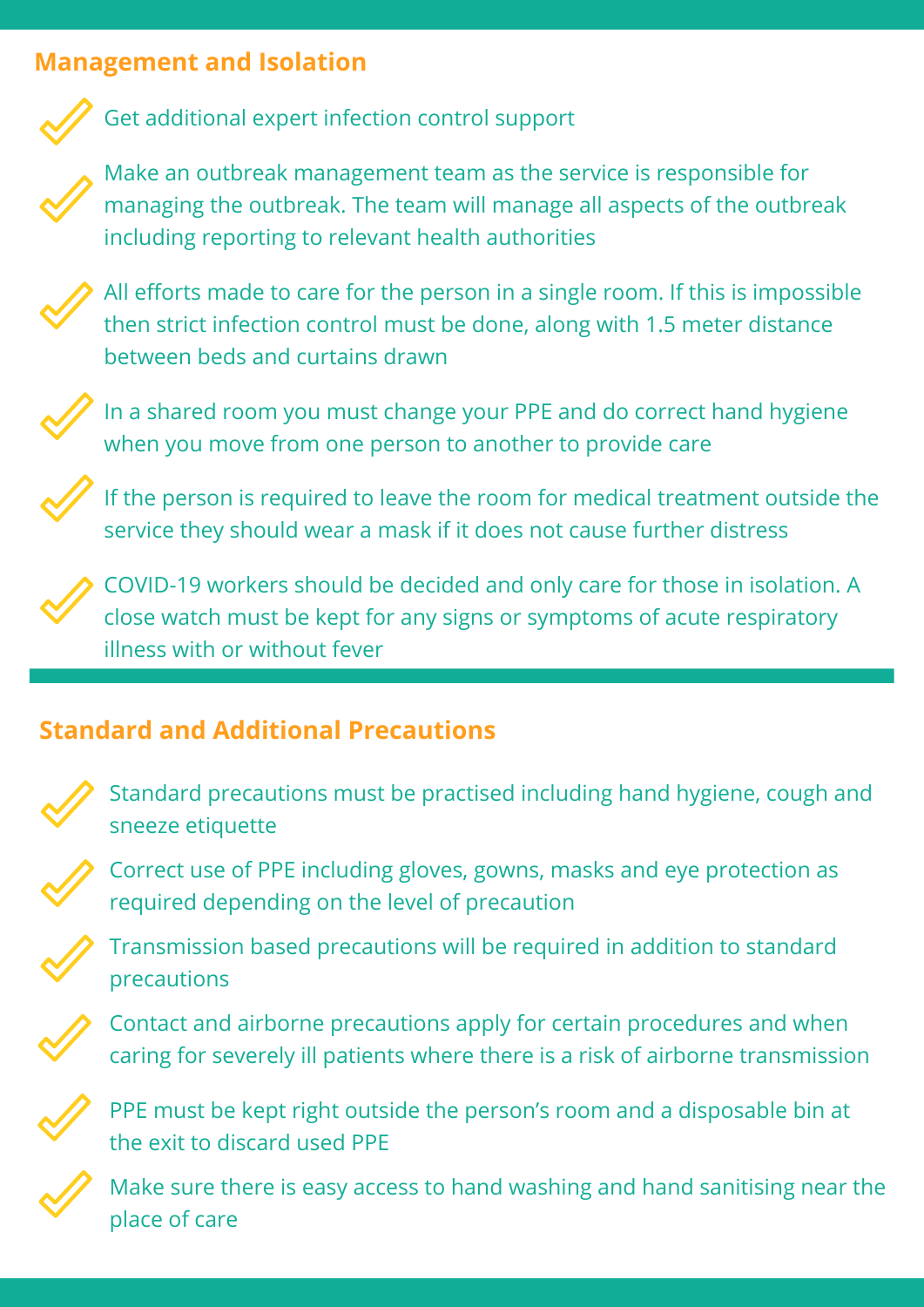## Management and Isolation

- Get additional expert infection control support
- Make an outbreak management team as the service is responsible for managing the outbreak. The team will manage all aspects of the outbreak including reporting to relevant health authorities
- All efforts made to care for the person in a single room. If this is impossible then strict infection control must be done, along with 1.5 meter distance between beds and curtains drawn
- In a shared room you must change your PPE and do correct hand hygiene when you move from one person to another to provide care
- If the person is required to leave the room for medical treatment outside the service they should wear a mask if it does not cause further distress
- COVID-19 workers should be decided and only care for those in isolation. A close watch must be kept for any signs or symptoms of acute respiratory illness with or without fever

## Standard and Additional Precautions

- Standard precautions must be practised including hand hygiene, cough and sneeze etiquette
- Correct use of PPE including gloves, gowns, masks and eye protection as required depending on the level of precaution
- Transmission based precautions will be required in addition to standard precautions
- Contact and airborne precautions apply for certain procedures and when caring for severely ill patients where there is a risk of airborne transmission
- PPE must be kept right outside the person's room and a disposable bin at the exit to discard used PPE
- Make sure there is easy access to hand washing and hand sanitising near the place of care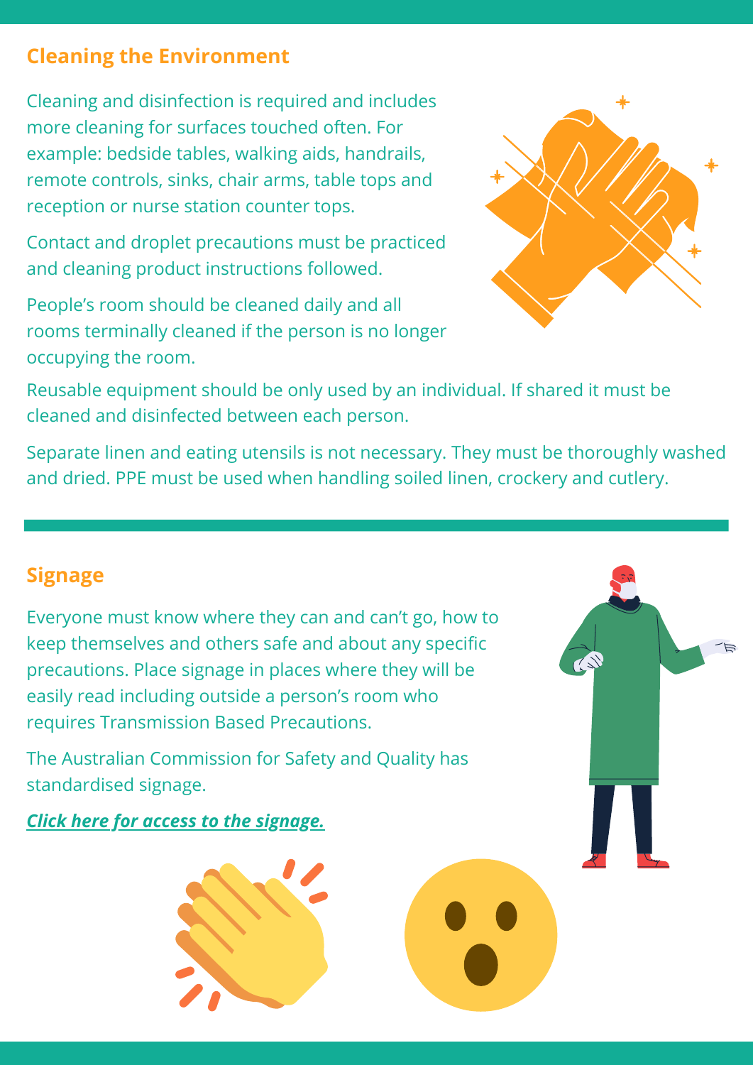## Cleaning the Environment

Cleaning and disinfection is required and includes more cleaning for surfaces touched often. For example: bedside tables, walking aids, handrails, remote controls, sinks, chair arms, table tops and reception or nurse station counter tops.

Contact and droplet precautions must be practiced and cleaning product instructions followed.

People's room should be cleaned daily and all rooms terminally cleaned if the person is no longer occupying the room.

Reusable equipment should be only used by an individual. If shared it must be cleaned and disinfected between each person.

Separate linen and eating utensils is not necessary. They must be thoroughly washed and dried. PPE must be used when handling soiled linen, crockery and cutlery.

## Signage

Everyone must know where they can and can't go, how to keep themselves and others safe and about any specific precautions. Place signage in places where they will be easily read including outside a person's room who requires Transmission Based Precautions.

The Australian Commission for Safety and Quality has standardised signage.

***Click here for access to the signage.***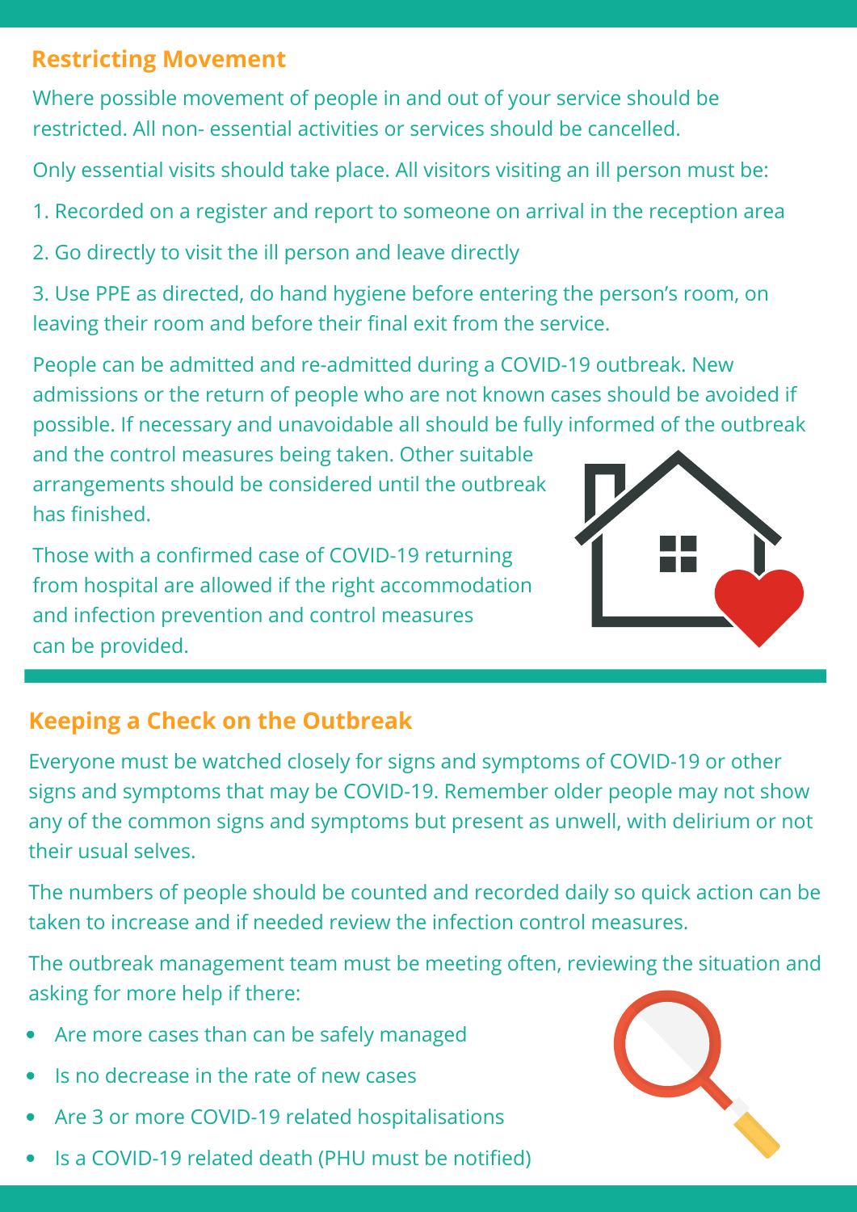## Restricting Movement

Where possible movement of people in and out of your service should be restricted. All non- essential activities or services should be cancelled.

Only essential visits should take place. All visitors visiting an ill person must be:

1. Recorded on a register and report to someone on arrival in the reception area
2. Go directly to visit the ill person and leave directly
3. Use PPE as directed, do hand hygiene before entering the person's room, on leaving their room and before their final exit from the service.

People can be admitted and re-admitted during a COVID-19 outbreak. New admissions or the return of people who are not known cases should be avoided if possible. If necessary and unavoidable all should be fully informed of the outbreak and the control measures being taken. Other suitable arrangements should be considered until the outbreak has finished.

Those with a confirmed case of COVID-19 returning from hospital are allowed if the right accommodation and infection prevention and control measures can be provided.

## Keeping a Check on the Outbreak

Everyone must be watched closely for signs and symptoms of COVID-19 or other signs and symptoms that may be COVID-19. Remember older people may not show any of the common signs and symptoms but present as unwell, with delirium or not their usual selves.

The numbers of people should be counted and recorded daily so quick action can be taken to increase and if needed review the infection control measures.

The outbreak management team must be meeting often, reviewing the situation and asking for more help if there:

- Are more cases than can be safely managed
- Is no decrease in the rate of new cases
- Are 3 or more COVID-19 related hospitalisations
- Is a COVID-19 related death (PHU must be notified)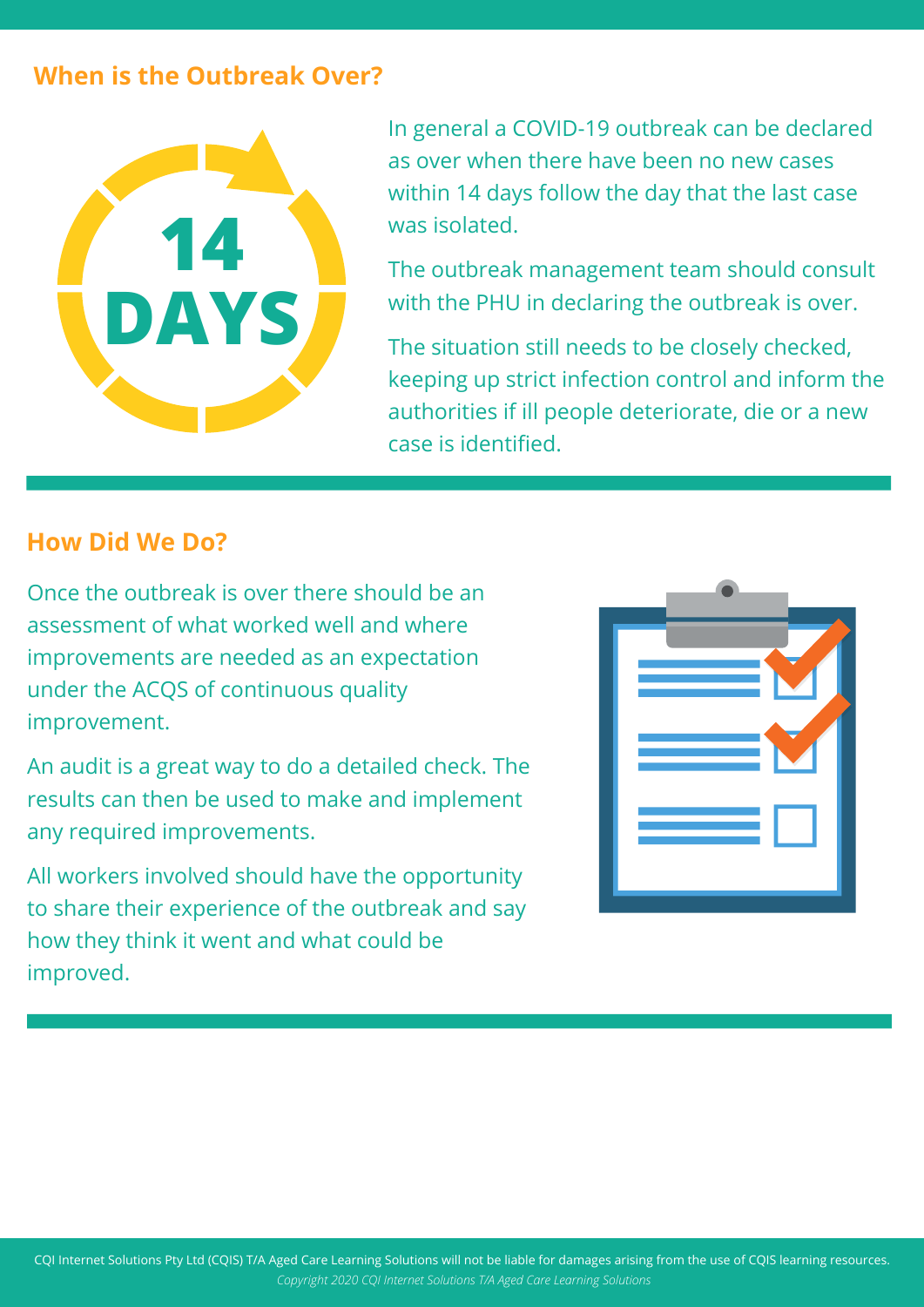## When is the Outbreak Over?

14 DAYS

In general a COVID-19 outbreak can be declared as over when there have been no new cases within 14 days follow the day that the last case was isolated.

The outbreak management team should consult with the PHU in declaring the outbreak is over.

The situation still needs to be closely checked, keeping up strict infection control and inform the authorities if ill people deteriorate, die or a new case is identified.

## How Did We Do?

Once the outbreak is over there should be an assessment of what worked well and where improvements are needed as an expectation under the ACQS of continuous quality improvement.

An audit is a great way to do a detailed check. The results can then be used to make and implement any required improvements.

All workers involved should have the opportunity to share their experience of the outbreak and say how they think it went and what could be improved.

CQI Internet Solutions Pty Ltd (CQIS) T/A Aged Care Learning Solutions will not be liable for damages arising from the use of CQIS learning resources.

*Copyright 2020 CQI Internet Solutions T/A Aged Care Learning Solutions*